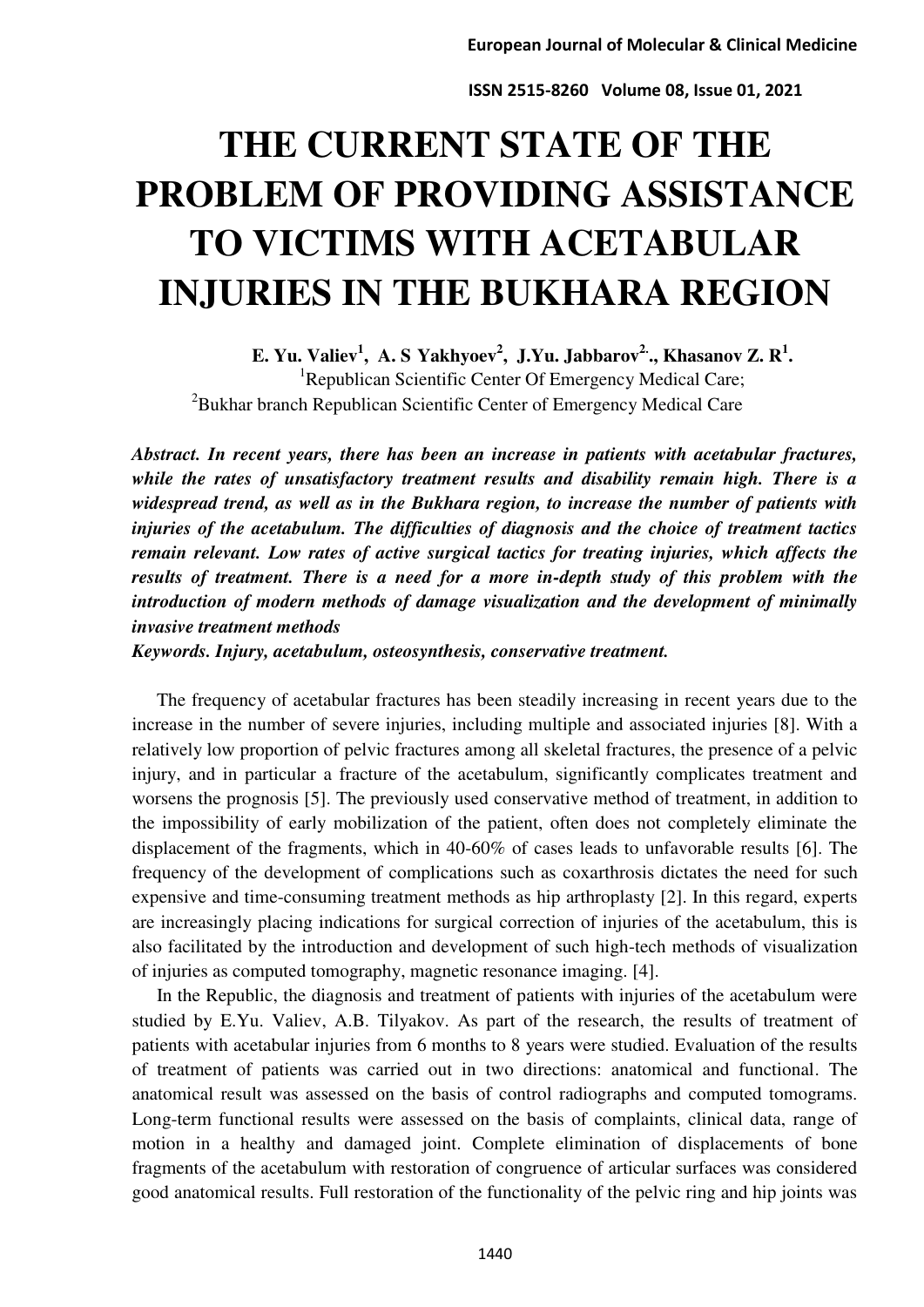# THE CURRENT STATE OF THE PROBLEM OF PROVIDING ASSISTANCE TO VICTIMS WITH ACETABULAR INJURIES IN THE BUKHARA REGION

**E. Yu. Valiev[1], A. S Yakhyoev[2], J.Yu. Jabbarov[2]., Khasanov Z. R[1].**

[1]Republican Scientific Center Of Emergency Medical Care;
[2]Bukhar branch Republican Scientific Center of Emergency Medical Care

***Abstract. In recent years, there has been an increase in patients with acetabular fractures, while the rates of unsatisfactory treatment results and disability remain high. There is a widespread trend, as well as in the Bukhara region, to increase the number of patients with injuries of the acetabulum. The difficulties of diagnosis and the choice of treatment tactics remain relevant. Low rates of active surgical tactics for treating injuries, which affects the results of treatment. There is a need for a more in-depth study of this problem with the introduction of modern methods of damage visualization and the development of minimally invasive treatment methods***

***Keywords. Injury, acetabulum, osteosynthesis, conservative treatment.***

The frequency of acetabular fractures has been steadily increasing in recent years due to the increase in the number of severe injuries, including multiple and associated injuries [8]. With a relatively low proportion of pelvic fractures among all skeletal fractures, the presence of a pelvic injury, and in particular a fracture of the acetabulum, significantly complicates treatment and worsens the prognosis [5]. The previously used conservative method of treatment, in addition to the impossibility of early mobilization of the patient, often does not completely eliminate the displacement of the fragments, which in 40-60% of cases leads to unfavorable results [6]. The frequency of the development of complications such as coxarthrosis dictates the need for such expensive and time-consuming treatment methods as hip arthroplasty [2]. In this regard, experts are increasingly placing indications for surgical correction of injuries of the acetabulum, this is also facilitated by the introduction and development of such high-tech methods of visualization of injuries as computed tomography, magnetic resonance imaging. [4].

In the Republic, the diagnosis and treatment of patients with injuries of the acetabulum were studied by E.Yu. Valiev, A.B. Tilyakov. As part of the research, the results of treatment of patients with acetabular injuries from 6 months to 8 years were studied. Evaluation of the results of treatment of patients was carried out in two directions: anatomical and functional. The anatomical result was assessed on the basis of control radiographs and computed tomograms. Long-term functional results were assessed on the basis of complaints, clinical data, range of motion in a healthy and damaged joint. Complete elimination of displacements of bone fragments of the acetabulum with restoration of congruence of articular surfaces was considered good anatomical results. Full restoration of the functionality of the pelvic ring and hip joints was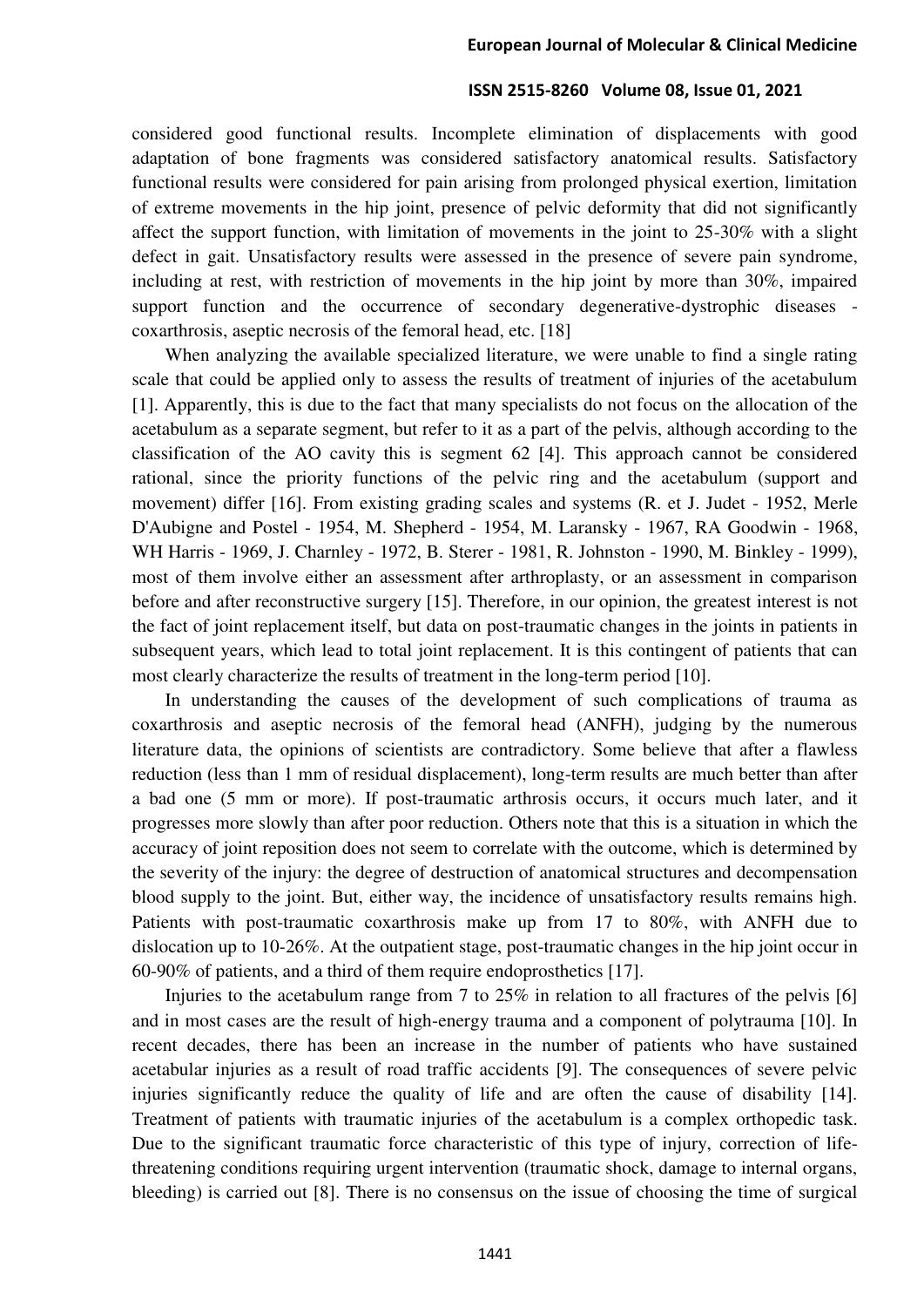considered good functional results. Incomplete elimination of displacements with good adaptation of bone fragments was considered satisfactory anatomical results. Satisfactory functional results were considered for pain arising from prolonged physical exertion, limitation of extreme movements in the hip joint, presence of pelvic deformity that did not significantly affect the support function, with limitation of movements in the joint to 25-30% with a slight defect in gait. Unsatisfactory results were assessed in the presence of severe pain syndrome, including at rest, with restriction of movements in the hip joint by more than 30%, impaired support function and the occurrence of secondary degenerative-dystrophic diseases - coxarthrosis, aseptic necrosis of the femoral head, etc. [18]

When analyzing the available specialized literature, we were unable to find a single rating scale that could be applied only to assess the results of treatment of injuries of the acetabulum [1]. Apparently, this is due to the fact that many specialists do not focus on the allocation of the acetabulum as a separate segment, but refer to it as a part of the pelvis, although according to the classification of the AO cavity this is segment 62 [4]. This approach cannot be considered rational, since the priority functions of the pelvic ring and the acetabulum (support and movement) differ [16]. From existing grading scales and systems (R. et J. Judet - 1952, Merle D'Aubigne and Postel - 1954, M. Shepherd - 1954, M. Laransky - 1967, RA Goodwin - 1968, WH Harris - 1969, J. Charnley - 1972, B. Sterer - 1981, R. Johnston - 1990, M. Binkley - 1999), most of them involve either an assessment after arthroplasty, or an assessment in comparison before and after reconstructive surgery [15]. Therefore, in our opinion, the greatest interest is not the fact of joint replacement itself, but data on post-traumatic changes in the joints in patients in subsequent years, which lead to total joint replacement. It is this contingent of patients that can most clearly characterize the results of treatment in the long-term period [10].

In understanding the causes of the development of such complications of trauma as coxarthrosis and aseptic necrosis of the femoral head (ANFH), judging by the numerous literature data, the opinions of scientists are contradictory. Some believe that after a flawless reduction (less than 1 mm of residual displacement), long-term results are much better than after a bad one (5 mm or more). If post-traumatic arthrosis occurs, it occurs much later, and it progresses more slowly than after poor reduction. Others note that this is a situation in which the accuracy of joint reposition does not seem to correlate with the outcome, which is determined by the severity of the injury: the degree of destruction of anatomical structures and decompensation blood supply to the joint. But, either way, the incidence of unsatisfactory results remains high. Patients with post-traumatic coxarthrosis make up from 17 to 80%, with ANFH due to dislocation up to 10-26%. At the outpatient stage, post-traumatic changes in the hip joint occur in 60-90% of patients, and a third of them require endoprosthetics [17].

Injuries to the acetabulum range from 7 to 25% in relation to all fractures of the pelvis [6] and in most cases are the result of high-energy trauma and a component of polytrauma [10]. In recent decades, there has been an increase in the number of patients who have sustained acetabular injuries as a result of road traffic accidents [9]. The consequences of severe pelvic injuries significantly reduce the quality of life and are often the cause of disability [14]. Treatment of patients with traumatic injuries of the acetabulum is a complex orthopedic task. Due to the significant traumatic force characteristic of this type of injury, correction of life-threatening conditions requiring urgent intervention (traumatic shock, damage to internal organs, bleeding) is carried out [8]. There is no consensus on the issue of choosing the time of surgical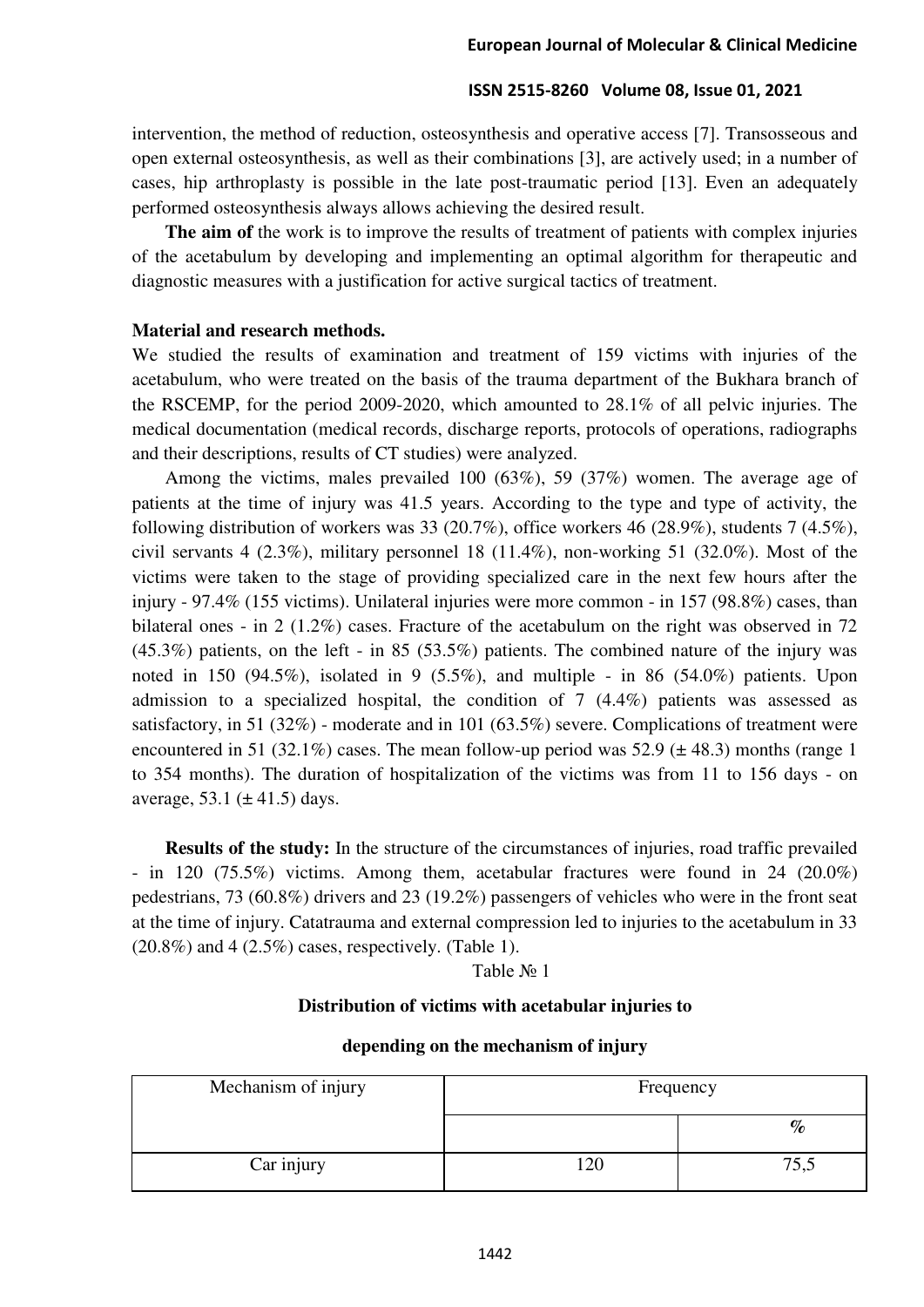intervention, the method of reduction, osteosynthesis and operative access [7]. Transosseous and open external osteosynthesis, as well as their combinations [3], are actively used; in a number of cases, hip arthroplasty is possible in the late post-traumatic period [13]. Even an adequately performed osteosynthesis always allows achieving the desired result.

**The aim of** the work is to improve the results of treatment of patients with complex injuries of the acetabulum by developing and implementing an optimal algorithm for therapeutic and diagnostic measures with a justification for active surgical tactics of treatment.

**Material and research methods.**

We studied the results of examination and treatment of 159 victims with injuries of the acetabulum, who were treated on the basis of the trauma department of the Bukhara branch of the RSCEMP, for the period 2009-2020, which amounted to 28.1% of all pelvic injuries. The medical documentation (medical records, discharge reports, protocols of operations, radiographs and their descriptions, results of CT studies) were analyzed.

Among the victims, males prevailed 100 (63%), 59 (37%) women. The average age of patients at the time of injury was 41.5 years. According to the type and type of activity, the following distribution of workers was 33 (20.7%), office workers 46 (28.9%), students 7 (4.5%), civil servants 4 (2.3%), military personnel 18 (11.4%), non-working 51 (32.0%). Most of the victims were taken to the stage of providing specialized care in the next few hours after the injury - 97.4% (155 victims). Unilateral injuries were more common - in 157 (98.8%) cases, than bilateral ones - in 2 (1.2%) cases. Fracture of the acetabulum on the right was observed in 72 (45.3%) patients, on the left - in 85 (53.5%) patients. The combined nature of the injury was noted in 150 (94.5%), isolated in 9 (5.5%), and multiple - in 86 (54.0%) patients. Upon admission to a specialized hospital, the condition of 7 (4.4%) patients was assessed as satisfactory, in 51 (32%) - moderate and in 101 (63.5%) severe. Complications of treatment were encountered in 51 (32.1%) cases. The mean follow-up period was 52.9 (± 48.3) months (range 1 to 354 months). The duration of hospitalization of the victims was from 11 to 156 days - on average, 53.1 (± 41.5) days.

**Results of the study:** In the structure of the circumstances of injuries, road traffic prevailed - in 120 (75.5%) victims. Among them, acetabular fractures were found in 24 (20.0%) pedestrians, 73 (60.8%) drivers and 23 (19.2%) passengers of vehicles who were in the front seat at the time of injury. Catatrauma and external compression led to injuries to the acetabulum in 33 (20.8%) and 4 (2.5%) cases, respectively. (Table 1).

Table № 1

**Distribution of victims with acetabular injuries to**

**depending on the mechanism of injury**

| Mechanism of injury | Frequency | |
|---|---|---|
| | | % |
| Car injury | 120 | 75,5 |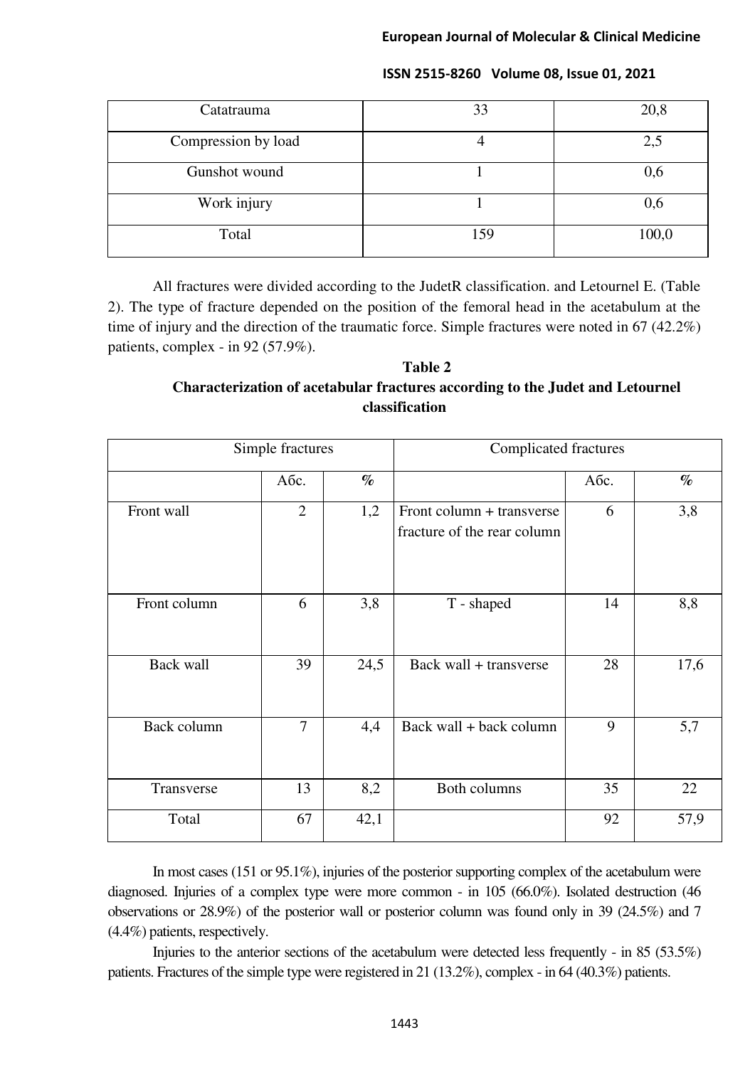| Catatrauma | 33 | 20,8 |
|---|---|---|
| Compression by load | 4 | 2,5 |
| Gunshot wound | 1 | 0,6 |
| Work injury | 1 | 0,6 |
| Total | 159 | 100,0 |

All fractures were divided according to the JudetR classification. and Letournel E. (Table 2). The type of fracture depended on the position of the femoral head in the acetabulum at the time of injury and the direction of the traumatic force. Simple fractures were noted in 67 (42.2%) patients, complex - in 92 (57.9%).

**Table 2**

**Characterization of acetabular fractures according to the Judet and Letournel classification**

| Simple fractures | | | Complicated fractures | | |
|---|---|---|---|---|---|
| | Абс. | % | | Абс. | % |
| Front wall | 2 | 1,2 | Front column + transverse fracture of the rear column | 6 | 3,8 |
| Front column | 6 | 3,8 | T - shaped | 14 | 8,8 |
| Back wall | 39 | 24,5 | Back wall + transverse | 28 | 17,6 |
| Back column | 7 | 4,4 | Back wall + back column | 9 | 5,7 |
| Transverse | 13 | 8,2 | Both columns | 35 | 22 |
| Total | 67 | 42,1 | | 92 | 57,9 |

In most cases (151 or 95.1%), injuries of the posterior supporting complex of the acetabulum were diagnosed. Injuries of a complex type were more common - in 105 (66.0%). Isolated destruction (46 observations or 28.9%) of the posterior wall or posterior column was found only in 39 (24.5%) and 7 (4.4%) patients, respectively.

Injuries to the anterior sections of the acetabulum were detected less frequently - in 85 (53.5%) patients. Fractures of the simple type were registered in 21 (13.2%), complex - in 64 (40.3%) patients.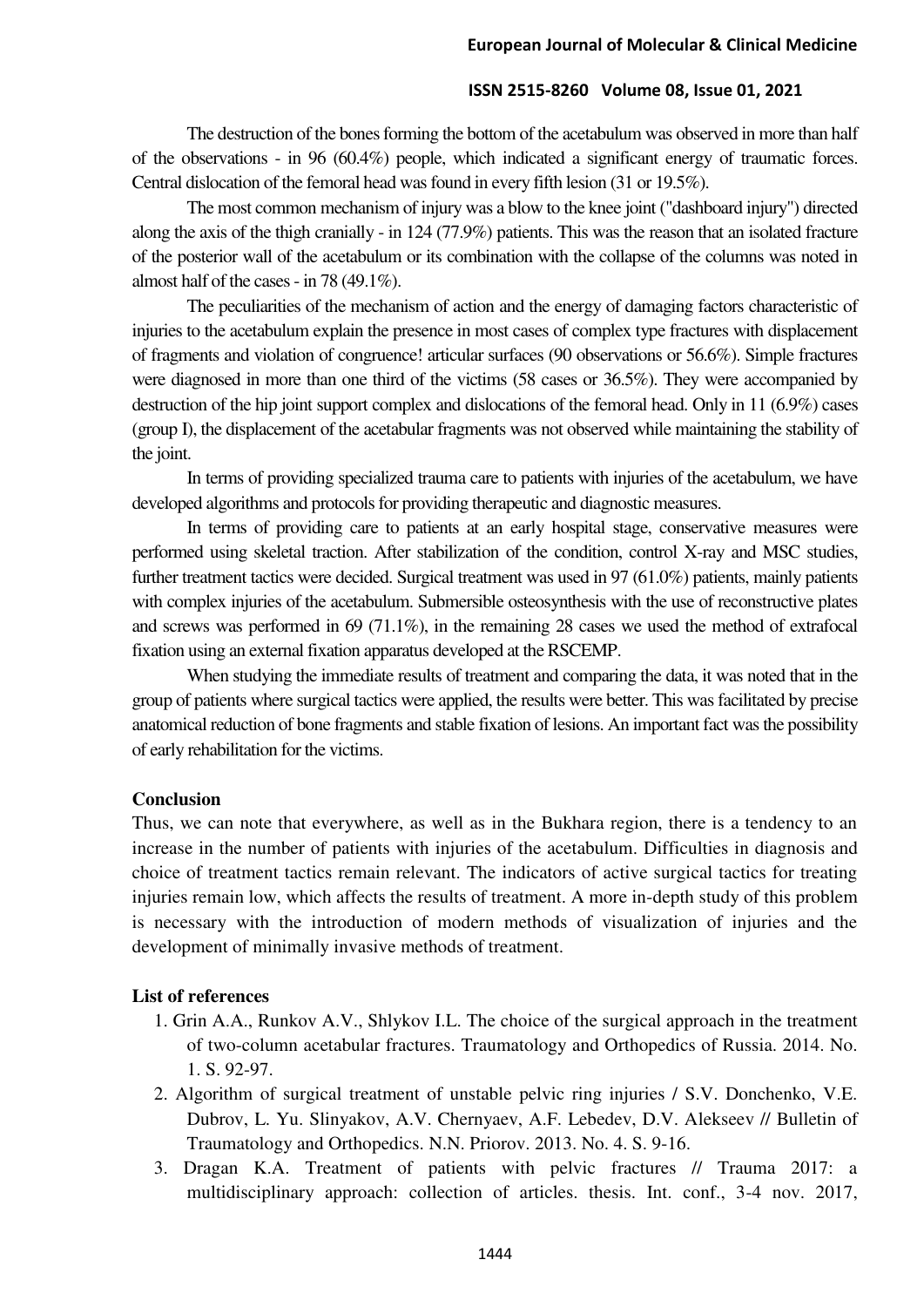The destruction of the bones forming the bottom of the acetabulum was observed in more than half of the observations - in 96 (60.4%) people, which indicated a significant energy of traumatic forces. Central dislocation of the femoral head was found in every fifth lesion (31 or 19.5%).

The most common mechanism of injury was a blow to the knee joint ("dashboard injury") directed along the axis of the thigh cranially - in 124 (77.9%) patients. This was the reason that an isolated fracture of the posterior wall of the acetabulum or its combination with the collapse of the columns was noted in almost half of the cases - in 78 (49.1%).

The peculiarities of the mechanism of action and the energy of damaging factors characteristic of injuries to the acetabulum explain the presence in most cases of complex type fractures with displacement of fragments and violation of congruence! articular surfaces (90 observations or 56.6%). Simple fractures were diagnosed in more than one third of the victims (58 cases or 36.5%). They were accompanied by destruction of the hip joint support complex and dislocations of the femoral head. Only in 11 (6.9%) cases (group I), the displacement of the acetabular fragments was not observed while maintaining the stability of the joint.

In terms of providing specialized trauma care to patients with injuries of the acetabulum, we have developed algorithms and protocols for providing therapeutic and diagnostic measures.

In terms of providing care to patients at an early hospital stage, conservative measures were performed using skeletal traction. After stabilization of the condition, control X-ray and MSC studies, further treatment tactics were decided. Surgical treatment was used in 97 (61.0%) patients, mainly patients with complex injuries of the acetabulum. Submersible osteosynthesis with the use of reconstructive plates and screws was performed in 69 (71.1%), in the remaining 28 cases we used the method of extrafocal fixation using an external fixation apparatus developed at the RSCEMP.

When studying the immediate results of treatment and comparing the data, it was noted that in the group of patients where surgical tactics were applied, the results were better. This was facilitated by precise anatomical reduction of bone fragments and stable fixation of lesions. An important fact was the possibility of early rehabilitation for the victims.

**Conclusion**

Thus, we can note that everywhere, as well as in the Bukhara region, there is a tendency to an increase in the number of patients with injuries of the acetabulum. Difficulties in diagnosis and choice of treatment tactics remain relevant. The indicators of active surgical tactics for treating injuries remain low, which affects the results of treatment. A more in-depth study of this problem is necessary with the introduction of modern methods of visualization of injuries and the development of minimally invasive methods of treatment.

**List of references**

1. Grin A.A., Runkov A.V., Shlykov I.L. The choice of the surgical approach in the treatment of two-column acetabular fractures. Traumatology and Orthopedics of Russia. 2014. No. 1. S. 92-97.
2. Algorithm of surgical treatment of unstable pelvic ring injuries / S.V. Donchenko, V.E. Dubrov, L. Yu. Slinyakov, A.V. Chernyaev, A.F. Lebedev, D.V. Alekseev // Bulletin of Traumatology and Orthopedics. N.N. Priorov. 2013. No. 4. S. 9-16.
3. Dragan K.A. Treatment of patients with pelvic fractures // Trauma 2017: a multidisciplinary approach: collection of articles. thesis. Int. conf., 3-4 nov. 2017,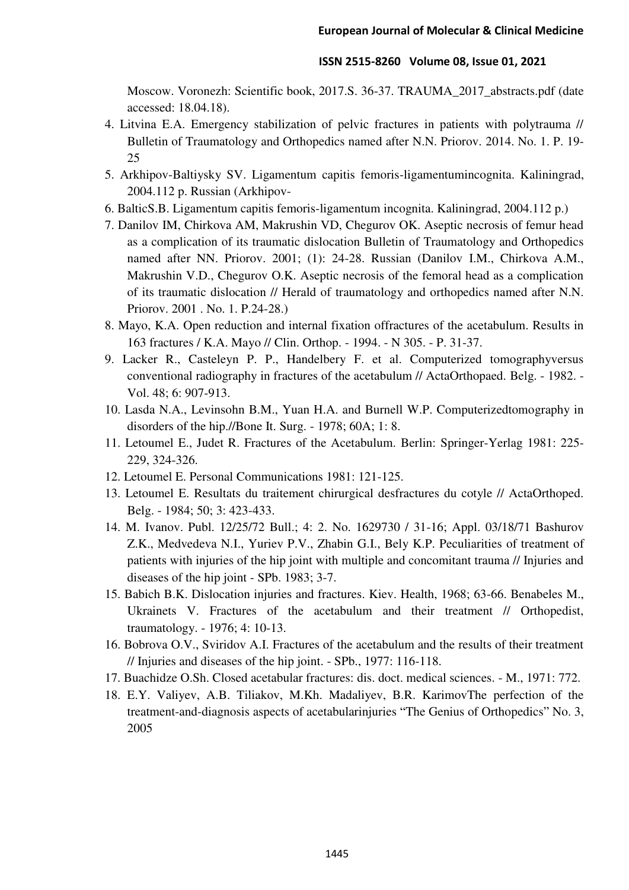Moscow. Voronezh: Scientific book, 2017.S. 36-37. TRAUMA_2017_abstracts.pdf (date accessed: 18.04.18).

4. Litvina E.A. Emergency stabilization of pelvic fractures in patients with polytrauma // Bulletin of Traumatology and Orthopedics named after N.N. Priorov. 2014. No. 1. P. 19-25
5. Arkhipov-Baltiysky SV. Ligamentum capitis femoris-ligamentumincognita. Kaliningrad, 2004.112 p. Russian (Arkhipov-
6. BalticS.B. Ligamentum capitis femoris-ligamentum incognita. Kaliningrad, 2004.112 p.)
7. Danilov IM, Chirkova AM, Makrushin VD, Chegurov OK. Aseptic necrosis of femur head as a complication of its traumatic dislocation Bulletin of Traumatology and Orthopedics named after NN. Priorov. 2001; (1): 24-28. Russian (Danilov I.M., Chirkova A.M., Makrushin V.D., Chegurov O.K. Aseptic necrosis of the femoral head as a complication of its traumatic dislocation // Herald of traumatology and orthopedics named after N.N. Priorov. 2001 . No. 1. P.24-28.)
8. Mayo, K.A. Open reduction and internal fixation offractures of the acetabulum. Results in 163 fractures / K.A. Mayo // Clin. Orthop. - 1994. - N 305. - P. 31-37.
9. Lacker R., Casteleyn P. P., Handelbery F. et al. Computerized tomographyversus conventional radiography in fractures of the acetabulum // ActaOrthopaed. Belg. - 1982. - Vol. 48; 6: 907-913.
10. Lasda N.A., Levinsohn B.M., Yuan H.A. and Burnell W.P. Computerizedtomography in disorders of the hip.//Bone It. Surg. - 1978; 60A; 1: 8.
11. Letoumel E., Judet R. Fractures of the Acetabulum. Berlin: Springer-Yerlag 1981: 225-229, 324-326.
12. Letoumel E. Personal Communications 1981: 121-125.
13. Letoumel E. Resultats du traitement chirurgical desfractures du cotyle // ActaOrthoped. Belg. - 1984; 50; 3: 423-433.
14. M. Ivanov. Publ. 12/25/72 Bull.; 4: 2. No. 1629730 / 31-16; Appl. 03/18/71 Bashurov Z.K., Medvedeva N.I., Yuriev P.V., Zhabin G.I., Bely K.P. Peculiarities of treatment of patients with injuries of the hip joint with multiple and concomitant trauma // Injuries and diseases of the hip joint - SPb. 1983; 3-7.
15. Babich B.K. Dislocation injuries and fractures. Kiev. Health, 1968; 63-66. Benabeles M., Ukrainets V. Fractures of the acetabulum and their treatment // Orthopedist, traumatology. - 1976; 4: 10-13.
16. Bobrova O.V., Sviridov A.I. Fractures of the acetabulum and the results of their treatment // Injuries and diseases of the hip joint. - SPb., 1977: 116-118.
17. Buachidze O.Sh. Closed acetabular fractures: dis. doct. medical sciences. - M., 1971: 772.
18. E.Y. Valiyev, A.B. Tiliakov, M.Kh. Madaliyev, B.R. KarimovThe perfection of the treatment-and-diagnosis aspects of acetabularinjuries "The Genius of Orthopedics" No. 3, 2005